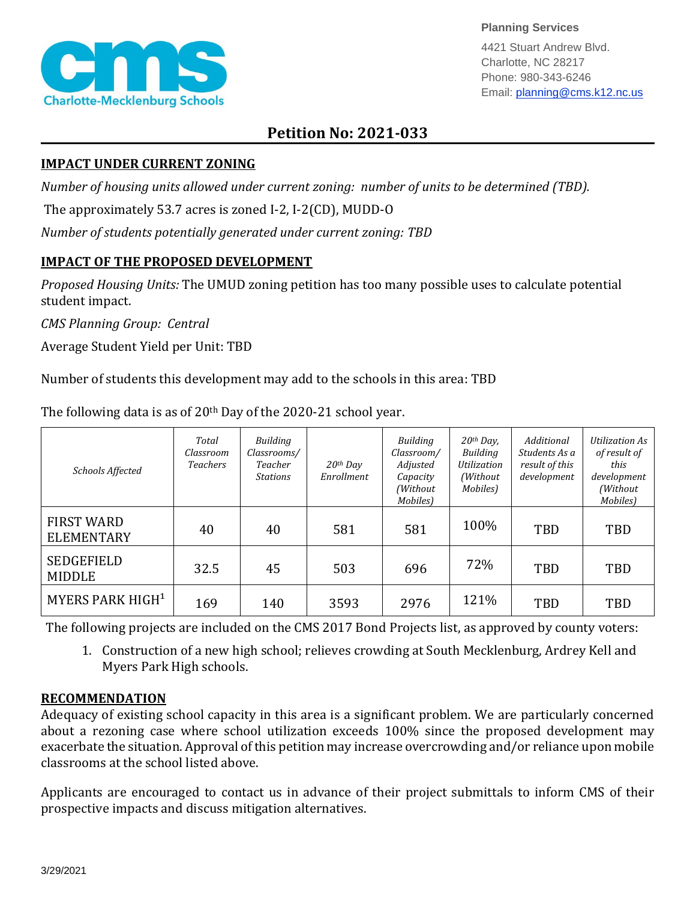Charlotte-Mecklenburg Schools

**Planning Services**
4421 Stuart Andrew Blvd.
Charlotte, NC 28217
Phone: 980-343-6246
Email: planning@cms.k12.nc.us

# Petition No: 2021-033

## IMPACT UNDER CURRENT ZONING

*Number of housing units allowed under current zoning: number of units to be determined (TBD).*

The approximately 53.7 acres is zoned I-2, I-2(CD), MUDD-O

*Number of students potentially generated under current zoning: TBD*

## IMPACT OF THE PROPOSED DEVELOPMENT

*Proposed Housing Units:* The UMUD zoning petition has too many possible uses to calculate potential student impact.

*CMS Planning Group: Central*

Average Student Yield per Unit: TBD

Number of students this development may add to the schools in this area: TBD

The following data is as of 20th Day of the 2020-21 school year.

| *Schools Affected* | *Total Classroom Teachers* | *Building Classrooms/ Teacher Stations* | *20th Day Enrollment* | *Building Classroom/ Adjusted Capacity (Without Mobiles)* | *20th Day, Building Utilization (Without Mobiles)* | *Additional Students As a result of this development* | *Utilization As of result of this development (Without Mobiles)* |
|---|---|---|---|---|---|---|---|
| FIRST WARD ELEMENTARY | 40 | 40 | 581 | 581 | 100% | TBD | TBD |
| SEDGEFIELD MIDDLE | 32.5 | 45 | 503 | 696 | 72% | TBD | TBD |
| MYERS PARK HIGH[1] | 169 | 140 | 3593 | 2976 | 121% | TBD | TBD |

The following projects are included on the CMS 2017 Bond Projects list, as approved by county voters:

1. Construction of a new high school; relieves crowding at South Mecklenburg, Ardrey Kell and Myers Park High schools.

## RECOMMENDATION

Adequacy of existing school capacity in this area is a significant problem. We are particularly concerned about a rezoning case where school utilization exceeds 100% since the proposed development may exacerbate the situation. Approval of this petition may increase overcrowding and/or reliance upon mobile classrooms at the school listed above.

Applicants are encouraged to contact us in advance of their project submittals to inform CMS of their prospective impacts and discuss mitigation alternatives.

3/29/2021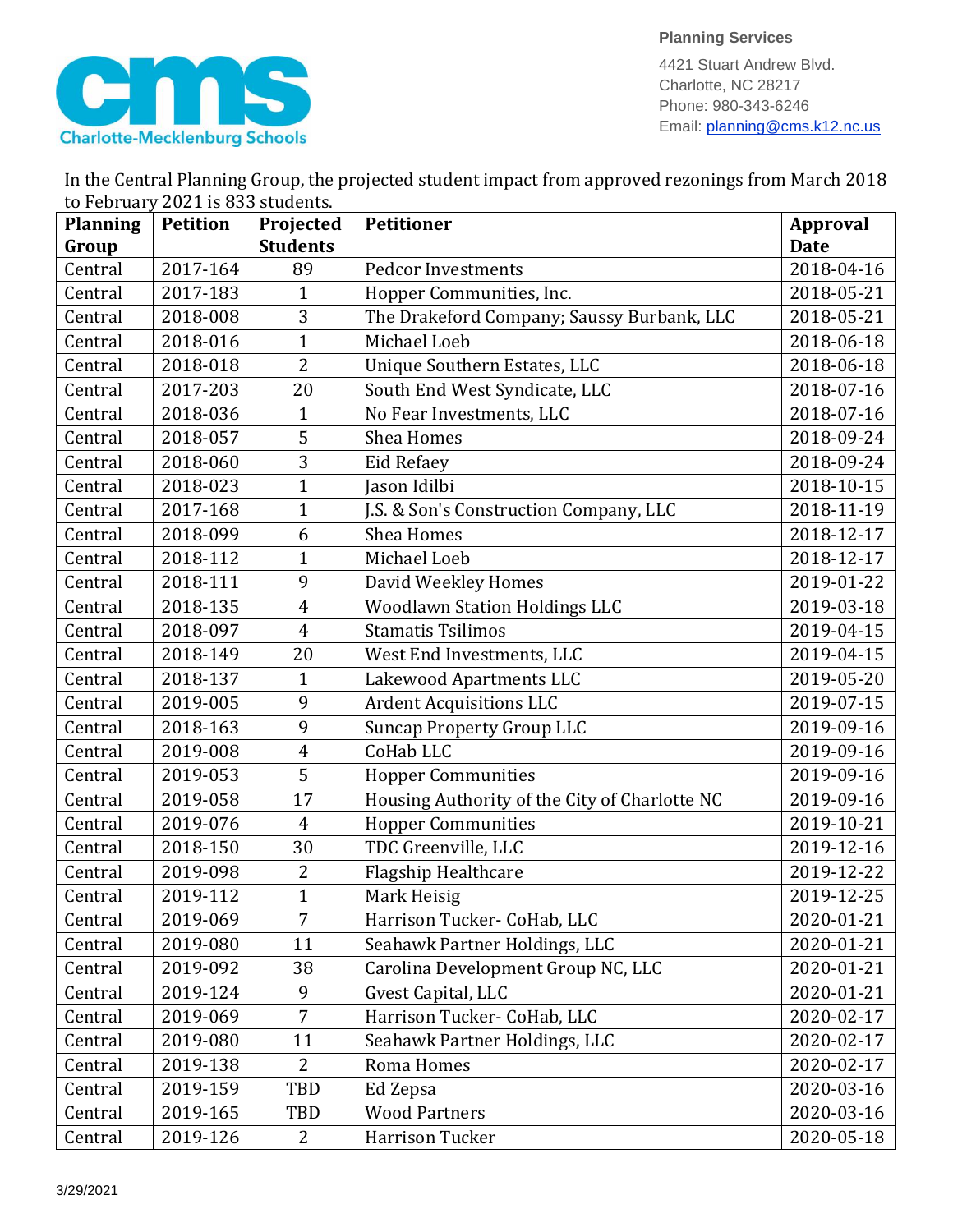**Planning Services**

4421 Stuart Andrew Blvd.
Charlotte, NC 28217
Phone: 980-343-6246
Email: planning@cms.k12.nc.us

Charlotte-Mecklenburg Schools

In the Central Planning Group, the projected student impact from approved rezonings from March 2018 to February 2021 is 833 students.

| Planning Group | Petition | Projected Students | Petitioner | Approval Date |
|---|---|---|---|---|
| Central | 2017-164 | 89 | Pedcor Investments | 2018-04-16 |
| Central | 2017-183 | 1 | Hopper Communities, Inc. | 2018-05-21 |
| Central | 2018-008 | 3 | The Drakeford Company; Saussy Burbank, LLC | 2018-05-21 |
| Central | 2018-016 | 1 | Michael Loeb | 2018-06-18 |
| Central | 2018-018 | 2 | Unique Southern Estates, LLC | 2018-06-18 |
| Central | 2017-203 | 20 | South End West Syndicate, LLC | 2018-07-16 |
| Central | 2018-036 | 1 | No Fear Investments, LLC | 2018-07-16 |
| Central | 2018-057 | 5 | Shea Homes | 2018-09-24 |
| Central | 2018-060 | 3 | Eid Refaey | 2018-09-24 |
| Central | 2018-023 | 1 | Jason Idilbi | 2018-10-15 |
| Central | 2017-168 | 1 | J.S. & Son's Construction Company, LLC | 2018-11-19 |
| Central | 2018-099 | 6 | Shea Homes | 2018-12-17 |
| Central | 2018-112 | 1 | Michael Loeb | 2018-12-17 |
| Central | 2018-111 | 9 | David Weekley Homes | 2019-01-22 |
| Central | 2018-135 | 4 | Woodlawn Station Holdings LLC | 2019-03-18 |
| Central | 2018-097 | 4 | Stamatis Tsilimos | 2019-04-15 |
| Central | 2018-149 | 20 | West End Investments, LLC | 2019-04-15 |
| Central | 2018-137 | 1 | Lakewood Apartments LLC | 2019-05-20 |
| Central | 2019-005 | 9 | Ardent Acquisitions LLC | 2019-07-15 |
| Central | 2018-163 | 9 | Suncap Property Group LLC | 2019-09-16 |
| Central | 2019-008 | 4 | CoHab LLC | 2019-09-16 |
| Central | 2019-053 | 5 | Hopper Communities | 2019-09-16 |
| Central | 2019-058 | 17 | Housing Authority of the City of Charlotte NC | 2019-09-16 |
| Central | 2019-076 | 4 | Hopper Communities | 2019-10-21 |
| Central | 2018-150 | 30 | TDC Greenville, LLC | 2019-12-16 |
| Central | 2019-098 | 2 | Flagship Healthcare | 2019-12-22 |
| Central | 2019-112 | 1 | Mark Heisig | 2019-12-25 |
| Central | 2019-069 | 7 | Harrison Tucker- CoHab, LLC | 2020-01-21 |
| Central | 2019-080 | 11 | Seahawk Partner Holdings, LLC | 2020-01-21 |
| Central | 2019-092 | 38 | Carolina Development Group NC, LLC | 2020-01-21 |
| Central | 2019-124 | 9 | Gvest Capital, LLC | 2020-01-21 |
| Central | 2019-069 | 7 | Harrison Tucker- CoHab, LLC | 2020-02-17 |
| Central | 2019-080 | 11 | Seahawk Partner Holdings, LLC | 2020-02-17 |
| Central | 2019-138 | 2 | Roma Homes | 2020-02-17 |
| Central | 2019-159 | TBD | Ed Zepsa | 2020-03-16 |
| Central | 2019-165 | TBD | Wood Partners | 2020-03-16 |
| Central | 2019-126 | 2 | Harrison Tucker | 2020-05-18 |

3/29/2021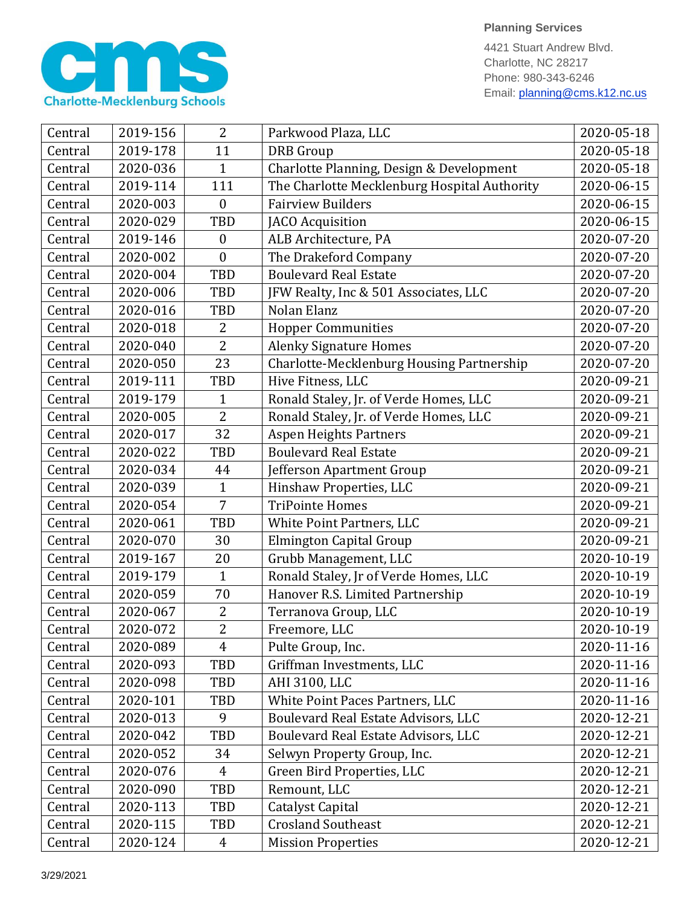| Central | 2019-156 | 2 | Parkwood Plaza, LLC | 2020-05-18 |
|---|---|---|---|---|
| Central | 2019-178 | 11 | DRB Group | 2020-05-18 |
| Central | 2020-036 | 1 | Charlotte Planning, Design & Development | 2020-05-18 |
| Central | 2019-114 | 111 | The Charlotte Mecklenburg Hospital Authority | 2020-06-15 |
| Central | 2020-003 | 0 | Fairview Builders | 2020-06-15 |
| Central | 2020-029 | TBD | JACO Acquisition | 2020-06-15 |
| Central | 2019-146 | 0 | ALB Architecture, PA | 2020-07-20 |
| Central | 2020-002 | 0 | The Drakeford Company | 2020-07-20 |
| Central | 2020-004 | TBD | Boulevard Real Estate | 2020-07-20 |
| Central | 2020-006 | TBD | JFW Realty, Inc & 501 Associates, LLC | 2020-07-20 |
| Central | 2020-016 | TBD | Nolan Elanz | 2020-07-20 |
| Central | 2020-018 | 2 | Hopper Communities | 2020-07-20 |
| Central | 2020-040 | 2 | Alenky Signature Homes | 2020-07-20 |
| Central | 2020-050 | 23 | Charlotte-Mecklenburg Housing Partnership | 2020-07-20 |
| Central | 2019-111 | TBD | Hive Fitness, LLC | 2020-09-21 |
| Central | 2019-179 | 1 | Ronald Staley, Jr. of Verde Homes, LLC | 2020-09-21 |
| Central | 2020-005 | 2 | Ronald Staley, Jr. of Verde Homes, LLC | 2020-09-21 |
| Central | 2020-017 | 32 | Aspen Heights Partners | 2020-09-21 |
| Central | 2020-022 | TBD | Boulevard Real Estate | 2020-09-21 |
| Central | 2020-034 | 44 | Jefferson Apartment Group | 2020-09-21 |
| Central | 2020-039 | 1 | Hinshaw Properties, LLC | 2020-09-21 |
| Central | 2020-054 | 7 | TriPointe Homes | 2020-09-21 |
| Central | 2020-061 | TBD | White Point Partners, LLC | 2020-09-21 |
| Central | 2020-070 | 30 | Elmington Capital Group | 2020-09-21 |
| Central | 2019-167 | 20 | Grubb Management, LLC | 2020-10-19 |
| Central | 2019-179 | 1 | Ronald Staley, Jr of Verde Homes, LLC | 2020-10-19 |
| Central | 2020-059 | 70 | Hanover R.S. Limited Partnership | 2020-10-19 |
| Central | 2020-067 | 2 | Terranova Group, LLC | 2020-10-19 |
| Central | 2020-072 | 2 | Freemore, LLC | 2020-10-19 |
| Central | 2020-089 | 4 | Pulte Group, Inc. | 2020-11-16 |
| Central | 2020-093 | TBD | Griffman Investments, LLC | 2020-11-16 |
| Central | 2020-098 | TBD | AHI 3100, LLC | 2020-11-16 |
| Central | 2020-101 | TBD | White Point Paces Partners, LLC | 2020-11-16 |
| Central | 2020-013 | 9 | Boulevard Real Estate Advisors, LLC | 2020-12-21 |
| Central | 2020-042 | TBD | Boulevard Real Estate Advisors, LLC | 2020-12-21 |
| Central | 2020-052 | 34 | Selwyn Property Group, Inc. | 2020-12-21 |
| Central | 2020-076 | 4 | Green Bird Properties, LLC | 2020-12-21 |
| Central | 2020-090 | TBD | Remount, LLC | 2020-12-21 |
| Central | 2020-113 | TBD | Catalyst Capital | 2020-12-21 |
| Central | 2020-115 | TBD | Crosland Southeast | 2020-12-21 |
| Central | 2020-124 | 4 | Mission Properties | 2020-12-21 |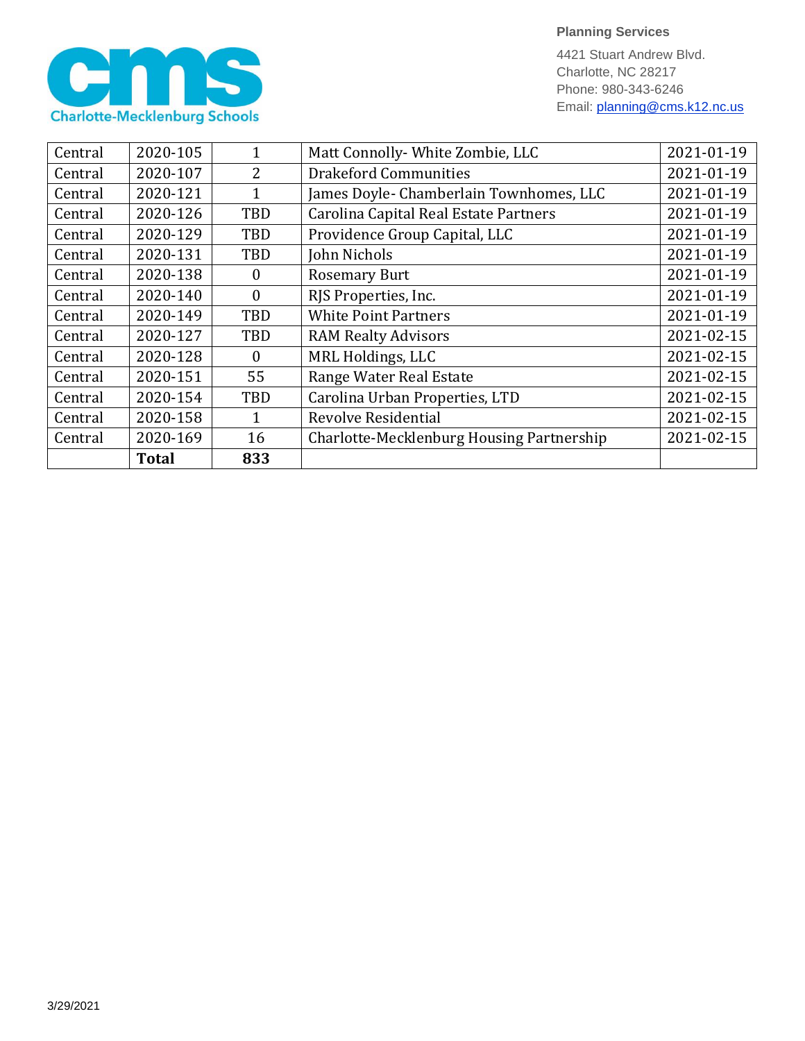Planning Services

4421 Stuart Andrew Blvd.
Charlotte, NC 28217
Phone: 980-343-6246
Email: planning@cms.k12.nc.us

| | | | | |
|---|---|---|---|---|
| Central | 2020-105 | 1 | Matt Connolly- White Zombie, LLC | 2021-01-19 |
| Central | 2020-107 | 2 | Drakeford Communities | 2021-01-19 |
| Central | 2020-121 | 1 | James Doyle- Chamberlain Townhomes, LLC | 2021-01-19 |
| Central | 2020-126 | TBD | Carolina Capital Real Estate Partners | 2021-01-19 |
| Central | 2020-129 | TBD | Providence Group Capital, LLC | 2021-01-19 |
| Central | 2020-131 | TBD | John Nichols | 2021-01-19 |
| Central | 2020-138 | 0 | Rosemary Burt | 2021-01-19 |
| Central | 2020-140 | 0 | RJS Properties, Inc. | 2021-01-19 |
| Central | 2020-149 | TBD | White Point Partners | 2021-01-19 |
| Central | 2020-127 | TBD | RAM Realty Advisors | 2021-02-15 |
| Central | 2020-128 | 0 | MRL Holdings, LLC | 2021-02-15 |
| Central | 2020-151 | 55 | Range Water Real Estate | 2021-02-15 |
| Central | 2020-154 | TBD | Carolina Urban Properties, LTD | 2021-02-15 |
| Central | 2020-158 | 1 | Revolve Residential | 2021-02-15 |
| Central | 2020-169 | 16 | Charlotte-Mecklenburg Housing Partnership | 2021-02-15 |
| | **Total** | **833** | | |

3/29/2021